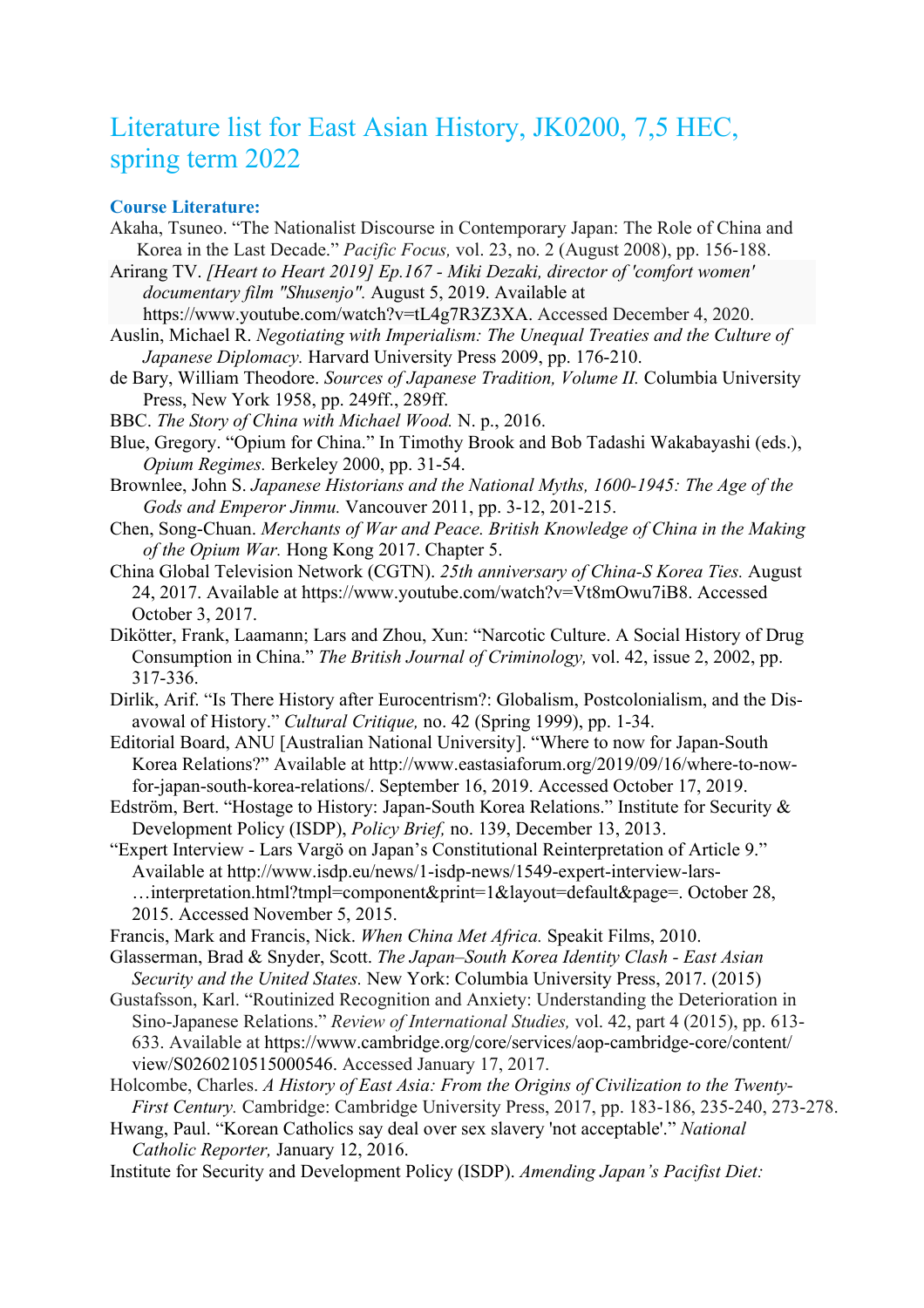# Literature list for East Asian History, JK0200, 7,5 HEC, spring term 2022

**Course Literature:**

Akaha, Tsuneo. "The Nationalist Discourse in Contemporary Japan: The Role of China and Korea in the Last Decade." *Pacific Focus,* vol. 23, no. 2 (August 2008), pp. 156-188.

Arirang TV. *[Heart to Heart 2019] Ep.167 - Miki Dezaki, director of 'comfort women' documentary film "Shusenjo".* August 5, 2019. Available at https://www.youtube.com/watch?v=tL4g7R3Z3XA. Accessed December 4, 2020.

Auslin, Michael R. *Negotiating with Imperialism: The Unequal Treaties and the Culture of Japanese Diplomacy.* Harvard University Press 2009, pp. 176-210.

de Bary, William Theodore. *Sources of Japanese Tradition, Volume II.* Columbia University Press, New York 1958, pp. 249ff., 289ff.

BBC. *The Story of China with Michael Wood.* N. p., 2016.

Blue, Gregory. "Opium for China." In Timothy Brook and Bob Tadashi Wakabayashi (eds.), *Opium Regimes.* Berkeley 2000, pp. 31-54.

Brownlee, John S. *Japanese Historians and the National Myths, 1600-1945: The Age of the Gods and Emperor Jinmu.* Vancouver 2011, pp. 3-12, 201-215.

Chen, Song-Chuan. *Merchants of War and Peace. British Knowledge of China in the Making of the Opium War.* Hong Kong 2017. Chapter 5.

China Global Television Network (CGTN). *25th anniversary of China-S Korea Ties.* August 24, 2017. Available at https://www.youtube.com/watch?v=Vt8mOwu7iB8. Accessed October 3, 2017.

Dikötter, Frank, Laamann; Lars and Zhou, Xun: "Narcotic Culture. A Social History of Drug Consumption in China." *The British Journal of Criminology,* vol. 42, issue 2, 2002, pp. 317-336.

Dirlik, Arif. "Is There History after Eurocentrism?: Globalism, Postcolonialism, and the Disavowal of History." *Cultural Critique,* no. 42 (Spring 1999), pp. 1-34.

Editorial Board, ANU [Australian National University]. "Where to now for Japan-South Korea Relations?" Available at http://www.eastasiaforum.org/2019/09/16/where-to-now-for-japan-south-korea-relations/. September 16, 2019. Accessed October 17, 2019.

Edström, Bert. "Hostage to History: Japan-South Korea Relations." Institute for Security & Development Policy (ISDP), *Policy Brief,* no. 139, December 13, 2013.

"Expert Interview - Lars Vargö on Japan's Constitutional Reinterpretation of Article 9." Available at http://www.isdp.eu/news/1-isdp-news/1549-expert-interview-lars-…interpretation.html?tmpl=component&print=1&layout=default&page=. October 28, 2015. Accessed November 5, 2015.

Francis, Mark and Francis, Nick. *When China Met Africa.* Speakit Films, 2010.

Glasserman, Brad & Snyder, Scott. *The Japan–South Korea Identity Clash - East Asian Security and the United States.* New York: Columbia University Press, 2017. (2015)

Gustafsson, Karl. "Routinized Recognition and Anxiety: Understanding the Deterioration in Sino-Japanese Relations." *Review of International Studies,* vol. 42, part 4 (2015), pp. 613-633. Available at https://www.cambridge.org/core/services/aop-cambridge-core/content/view/S0260210515000546. Accessed January 17, 2017.

Holcombe, Charles. *A History of East Asia: From the Origins of Civilization to the Twenty-First Century.* Cambridge: Cambridge University Press, 2017, pp. 183-186, 235-240, 273-278.

Hwang, Paul. "Korean Catholics say deal over sex slavery 'not acceptable'." *National Catholic Reporter,* January 12, 2016.

Institute for Security and Development Policy (ISDP). *Amending Japan's Pacifist Diet:*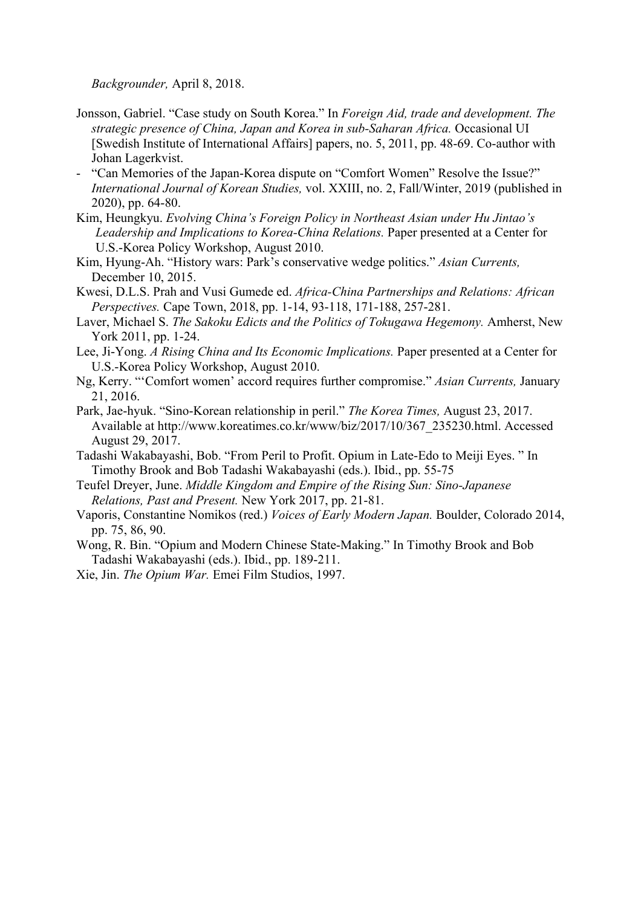*Backgrounder,* April 8, 2018.

Jonsson, Gabriel. "Case study on South Korea." In *Foreign Aid, trade and development. The strategic presence of China, Japan and Korea in sub-Saharan Africa.* Occasional UI [Swedish Institute of International Affairs] papers, no. 5, 2011, pp. 48-69. Co-author with Johan Lagerkvist.

- "Can Memories of the Japan-Korea dispute on "Comfort Women" Resolve the Issue?" *International Journal of Korean Studies,* vol. XXIII, no. 2, Fall/Winter, 2019 (published in 2020), pp. 64-80.

Kim, Heungkyu. *Evolving China's Foreign Policy in Northeast Asian under Hu Jintao's Leadership and Implications to Korea-China Relations.* Paper presented at a Center for U.S.-Korea Policy Workshop, August 2010.

Kim, Hyung-Ah. "History wars: Park's conservative wedge politics." *Asian Currents,* December 10, 2015.

Kwesi, D.L.S. Prah and Vusi Gumede ed. *Africa-China Partnerships and Relations: African Perspectives.* Cape Town, 2018, pp. 1-14, 93-118, 171-188, 257-281.

Laver, Michael S. *The Sakoku Edicts and the Politics of Tokugawa Hegemony.* Amherst, New York 2011, pp. 1-24.

Lee, Ji-Yong. *A Rising China and Its Economic Implications.* Paper presented at a Center for U.S.-Korea Policy Workshop, August 2010.

Ng, Kerry. "'Comfort women' accord requires further compromise." *Asian Currents,* January 21, 2016.

Park, Jae-hyuk. "Sino-Korean relationship in peril." *The Korea Times,* August 23, 2017. Available at http://www.koreatimes.co.kr/www/biz/2017/10/367_235230.html. Accessed August 29, 2017.

Tadashi Wakabayashi, Bob. "From Peril to Profit. Opium in Late-Edo to Meiji Eyes. " In Timothy Brook and Bob Tadashi Wakabayashi (eds.). Ibid., pp. 55-75

Teufel Dreyer, June. *Middle Kingdom and Empire of the Rising Sun: Sino-Japanese Relations, Past and Present.* New York 2017, pp. 21-81.

Vaporis, Constantine Nomikos (red.) *Voices of Early Modern Japan.* Boulder, Colorado 2014, pp. 75, 86, 90.

Wong, R. Bin. "Opium and Modern Chinese State-Making." In Timothy Brook and Bob Tadashi Wakabayashi (eds.). Ibid., pp. 189-211.

Xie, Jin. *The Opium War.* Emei Film Studios, 1997.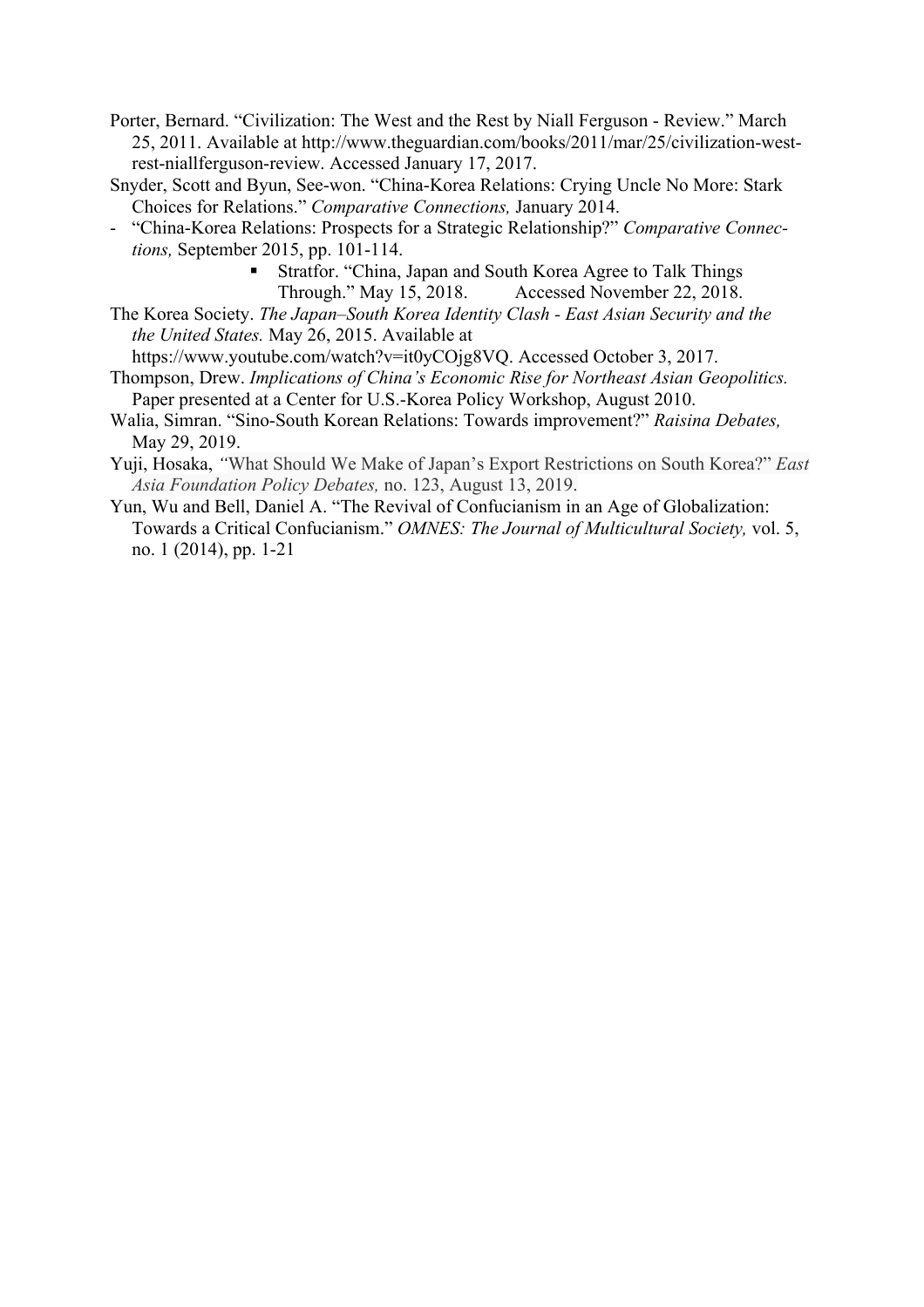Porter, Bernard. "Civilization: The West and the Rest by Niall Ferguson - Review." March 25, 2011. Available at http://www.theguardian.com/books/2011/mar/25/civilization-west-rest-niallferguson-review. Accessed January 17, 2017.

Snyder, Scott and Byun, See-won. "China-Korea Relations: Crying Uncle No More: Stark Choices for Relations." *Comparative Connections,* January 2014.

- "China-Korea Relations: Prospects for a Strategic Relationship?" *Comparative Connections,* September 2015, pp. 101-114.
    - Stratfor. "China, Japan and South Korea Agree to Talk Things Through." May 15, 2018. Accessed November 22, 2018.

The Korea Society. *The Japan–South Korea Identity Clash - East Asian Security and the the United States.* May 26, 2015. Available at https://www.youtube.com/watch?v=it0yCOjg8VQ. Accessed October 3, 2017.

Thompson, Drew. *Implications of China's Economic Rise for Northeast Asian Geopolitics.* Paper presented at a Center for U.S.-Korea Policy Workshop, August 2010.

Walia, Simran. "Sino-South Korean Relations: Towards improvement?" *Raisina Debates,* May 29, 2019.

Yuji, Hosaka, "What Should We Make of Japan's Export Restrictions on South Korea?" *East Asia Foundation Policy Debates,* no. 123, August 13, 2019.

Yun, Wu and Bell, Daniel A. "The Revival of Confucianism in an Age of Globalization: Towards a Critical Confucianism." *OMNES: The Journal of Multicultural Society,* vol. 5, no. 1 (2014), pp. 1-21